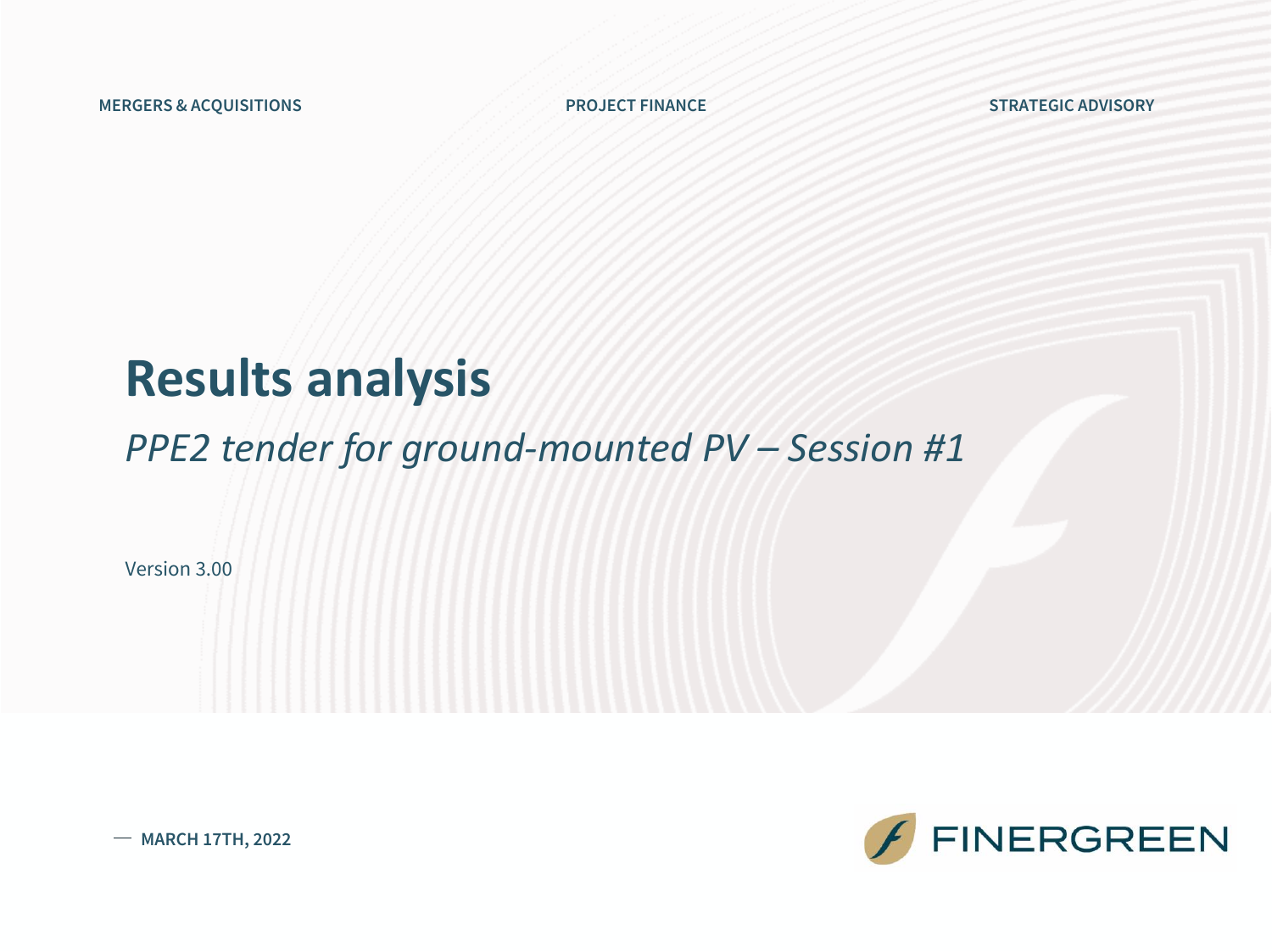MERGERS & ACQUISITIONS PROJECT FINANCE STRATEGIC ADVISORY

# Results analysis

## *PPE2 tender for ground-mounted PV – Session #1*

Version 3.00

MARCH 17TH, 2022

FINERGREEN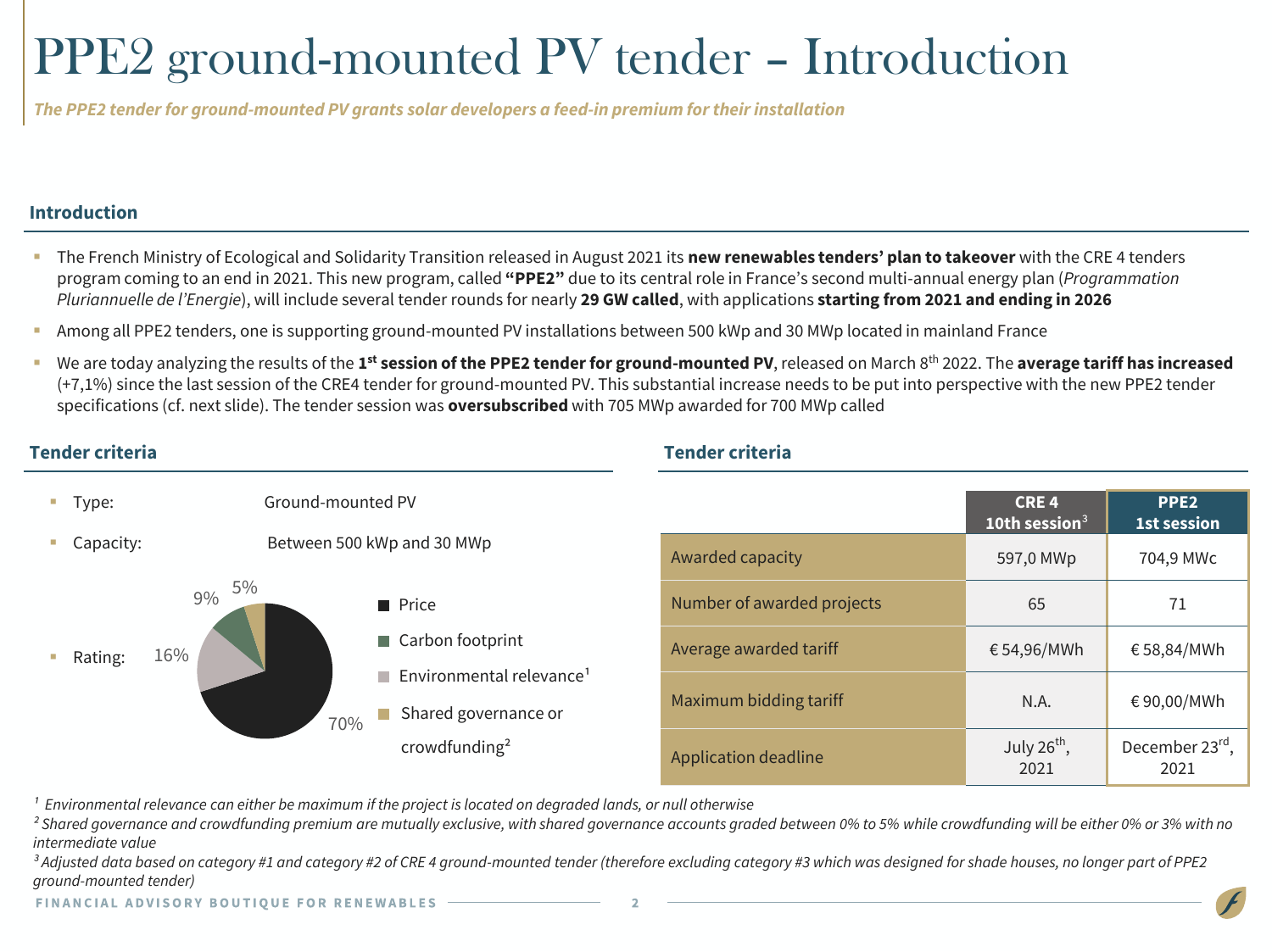# PPE2 ground-mounted PV tender – Introduction

*The PPE2 tender for ground-mounted PV grants solar developers a feed-in premium for their installation*

## Introduction

- The French Ministry of Ecological and Solidarity Transition released in August 2021 its **new renewables tenders' plan to takeover** with the CRE 4 tenders program coming to an end in 2021. This new program, called **"PPE2"** due to its central role in France's second multi-annual energy plan (*Programmation Pluriannuelle de l'Energie*), will include several tender rounds for nearly **29 GW called**, with applications **starting from 2021 and ending in 2026**
- Among all PPE2 tenders, one is supporting ground-mounted PV installations between 500 kWp and 30 MWp located in mainland France
- We are today analyzing the results of the **1st session of the PPE2 tender for ground-mounted PV**, released on March 8th 2022. The **average tariff has increased** (+7,1%) since the last session of the CRE4 tender for ground-mounted PV. This substantial increase needs to be put into perspective with the new PPE2 tender specifications (cf. next slide). The tender session was **oversubscribed** with 705 MWp awarded for 700 MWp called

## Tender criteria

- Type: Ground-mounted PV
- Capacity: Between 500 kWp and 30 MWp
- Rating:
  - Price: 70%
  - Environmental relevance[1]: 16%
  - Carbon footprint: 9%
  - Shared governance or crowdfunding[2]: 5%

## Tender criteria

| | CRE 4 10th session[3] | PPE2 1st session |
|---|---|---|
| Awarded capacity | 597,0 MWp | 704,9 MWc |
| Number of awarded projects | 65 | 71 |
| Average awarded tariff | € 54,96/MWh | € 58,84/MWh |
| Maximum bidding tariff | N.A. | € 90,00/MWh |
| Application deadline | July 26th, 2021 | December 23rd, 2021 |

*[1] Environmental relevance can either be maximum if the project is located on degraded lands, or null otherwise*

*[2] Shared governance and crowdfunding premium are mutually exclusive, with shared governance accounts graded between 0% to 5% while crowdfunding will be either 0% or 3% with no intermediate value*

*[3] Adjusted data based on category #1 and category #2 of CRE 4 ground-mounted tender (therefore excluding category #3 which was designed for shade houses, no longer part of PPE2 ground-mounted tender)*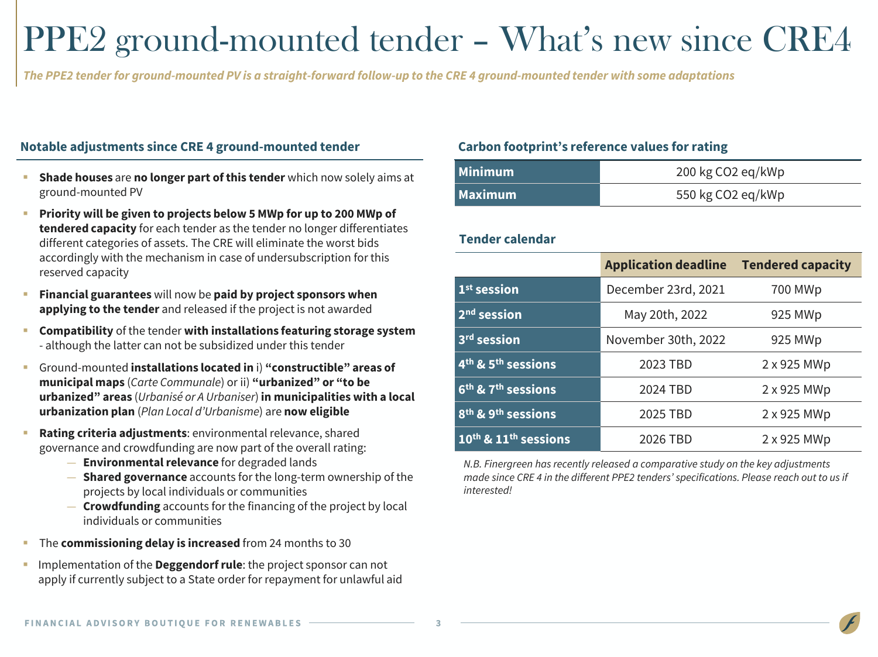# PPE2 ground-mounted tender – What's new since CRE4

*The PPE2 tender for ground-mounted PV is a straight-forward follow-up to the CRE 4 ground-mounted tender with some adaptations*

### Notable adjustments since CRE 4 ground-mounted tender

- **Shade houses** are **no longer part of this tender** which now solely aims at ground-mounted PV
- **Priority will be given to projects below 5 MWp for up to 200 MWp of tendered capacity** for each tender as the tender no longer differentiates different categories of assets. The CRE will eliminate the worst bids accordingly with the mechanism in case of undersubscription for this reserved capacity
- **Financial guarantees** will now be **paid by project sponsors when applying to the tender** and released if the project is not awarded
- **Compatibility** of the tender **with installations featuring storage system** - although the latter can not be subsidized under this tender
- Ground-mounted **installations located in** i) **"constructible" areas of municipal maps** (*Carte Communale*) or ii) **"urbanized" or "to be urbanized" areas** (*Urbanisé or A Urbaniser*) **in municipalities with a local urbanization plan** (*Plan Local d'Urbanisme*) are **now eligible**
- **Rating criteria adjustments**: environmental relevance, shared governance and crowdfunding are now part of the overall rating:
  - **Environmental relevance** for degraded lands
  - **Shared governance** accounts for the long-term ownership of the projects by local individuals or communities
  - **Crowdfunding** accounts for the financing of the project by local individuals or communities
- The **commissioning delay is increased** from 24 months to 30
- Implementation of the **Deggendorf rule**: the project sponsor can not apply if currently subject to a State order for repayment for unlawful aid

### Carbon footprint's reference values for rating

| | |
|---|---|
| **Minimum** | 200 kg $CO_2$ eq/kWp |
| **Maximum** | 550 kg $CO_2$ eq/kWp |

### Tender calendar

| | Application deadline | Tendered capacity |
|---|---|---|
| **1st session** | December 23rd, 2021 | 700 MWp |
| **2nd session** | May 20th, 2022 | 925 MWp |
| **3rd session** | November 30th, 2022 | 925 MWp |
| **4th & 5th sessions** | 2023 TBD | 2 x 925 MWp |
| **6th & 7th sessions** | 2024 TBD | 2 x 925 MWp |
| **8th & 9th sessions** | 2025 TBD | 2 x 925 MWp |
| **10th & 11th sessions** | 2026 TBD | 2 x 925 MWp |

*N.B. Finergreen has recently released a comparative study on the key adjustments made since CRE 4 in the different PPE2 tenders' specifications. Please reach out to us if interested!*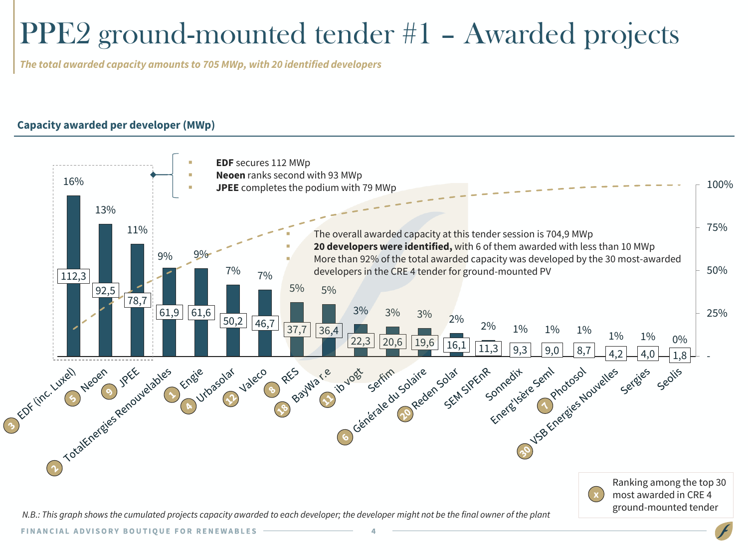# PPE2 ground-mounted tender #1 – Awarded projects

*The total awarded capacity amounts to 705 MWp, with 20 identified developers*

**Capacity awarded per developer (MWp)**

- **EDF** secures 112 MWp
- **Neoen** ranks second with 93 MWp
- **JPEE** completes the podium with 79 MWp

- The overall awarded capacity at this tender session is 704,9 MWp
- **20 developers were identified,** with 6 of them awarded with less than 10 MWp
- More than 92% of the total awarded capacity was developed by the 30 most-awarded developers in the CRE 4 tender for ground-mounted PV

| Developer | Ranking among the top 30 most awarded in CRE 4 ground-mounted tender | Capacity (MWp) | Share |
|---|---|---|---|
| EDF (inc. Luxel) | 3 | 112,3 | 16% |
| Neoen | 5 | 92,5 | 13% |
| JPEE | 9 | 78,7 | 11% |
| TotalEnergies Renouvelables | 2 | 61,9 | 9% |
| Engie | 1 | 61,6 | 9% |
| Urbasolar | 4 | 50,2 | 7% |
| Valeco | 12 | 46,7 | 7% |
| RES | 8 | 37,7 | 5% |
| BayWa r.e | 18 | 36,4 | 5% |
| ib vogt | 11 | 22,3 | 3% |
| Serfim | | 20,6 | 3% |
| Générale du Solaire | 6 | 19,6 | 3% |
| Reden Solar | 20 | 16,1 | 2% |
| SEM SIPEnR | | 11,3 | 2% |
| Sonnedix | | 9,3 | 1% |
| Energ'Isère Seml | | 9,0 | 1% |
| Photosol | 7 | 8,7 | 1% |
| VSB Energies Nouvelles | 30 | 4,2 | 1% |
| Sergies | | 4,0 | 1% |
| Seolis | | 1,8 | 0% |

*N.B.: This graph shows the cumulated projects capacity awarded to each developer; the developer might not be the final owner of the plant*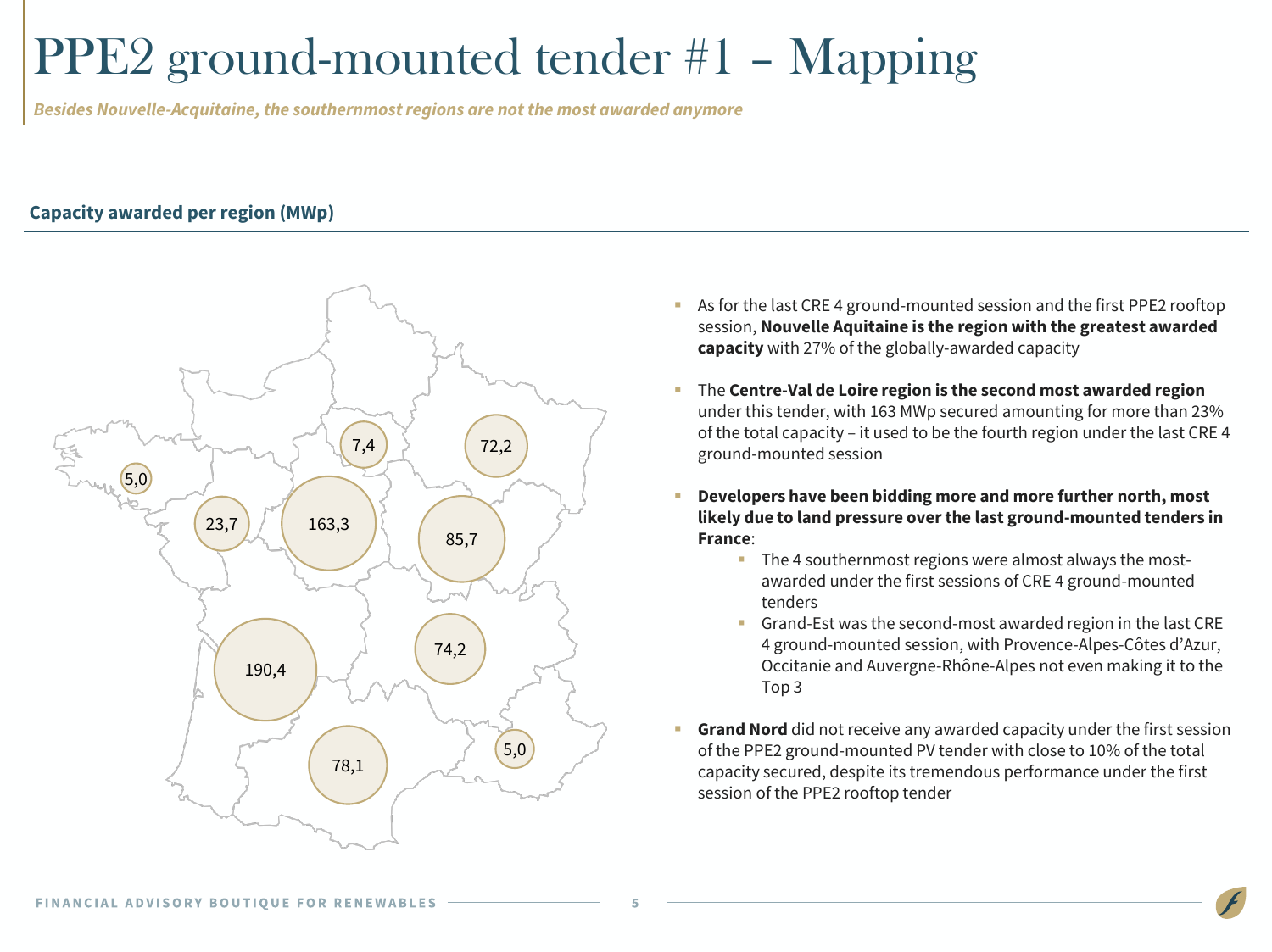# PPE2 ground-mounted tender #1 – Mapping

*Besides Nouvelle-Acquitaine, the southernmost regions are not the most awarded anymore*

## Capacity awarded per region (MWp)

5,0

23,7

7,4

163,3

72,2

85,7

190,4

74,2

78,1

5,0

- As for the last CRE 4 ground-mounted session and the first PPE2 rooftop session, **Nouvelle Aquitaine is the region with the greatest awarded capacity** with 27% of the globally-awarded capacity
- The **Centre-Val de Loire region is the second most awarded region** under this tender, with 163 MWp secured amounting for more than 23% of the total capacity – it used to be the fourth region under the last CRE 4 ground-mounted session
- **Developers have been bidding more and more further north, most likely due to land pressure over the last ground-mounted tenders in France**:
  - The 4 southernmost regions were almost always the most-awarded under the first sessions of CRE 4 ground-mounted tenders
  - Grand-Est was the second-most awarded region in the last CRE 4 ground-mounted session, with Provence-Alpes-Côtes d'Azur, Occitanie and Auvergne-Rhône-Alpes not even making it to the Top 3
- **Grand Nord** did not receive any awarded capacity under the first session of the PPE2 ground-mounted PV tender with close to 10% of the total capacity secured, despite its tremendous performance under the first session of the PPE2 rooftop tender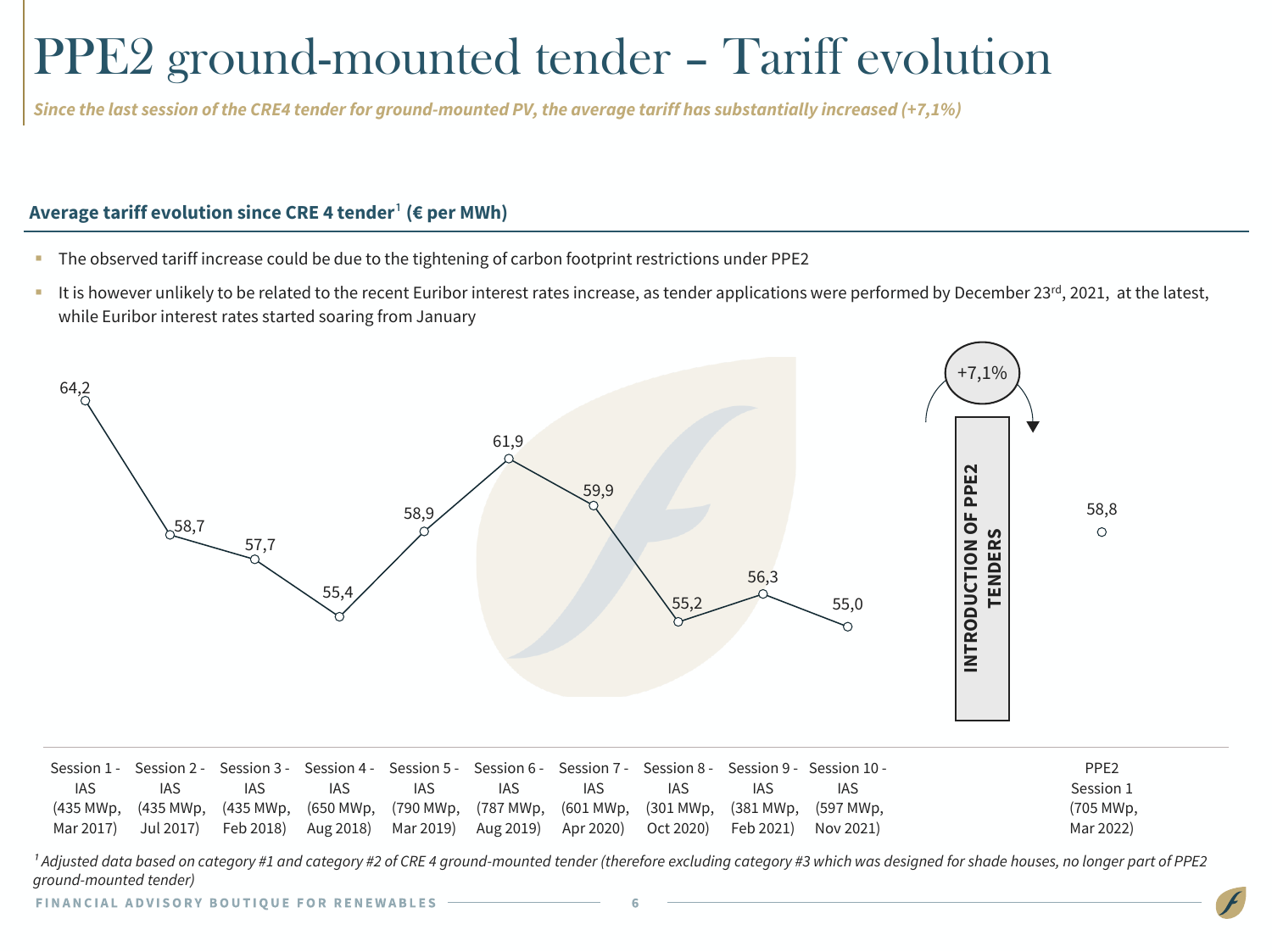# PPE2 ground-mounted tender – Tariff evolution

*Since the last session of the CRE4 tender for ground-mounted PV, the average tariff has substantially increased (+7,1%)*

## Average tariff evolution since CRE 4 tender[1] (€ per MWh)

- The observed tariff increase could be due to the tightening of carbon footprint restrictions under PPE2
- It is however unlikely to be related to the recent Euribor interest rates increase, as tender applications were performed by December 23rd, 2021, at the latest, while Euribor interest rates started soaring from January

| Session | Average tariff (€ per MWh) |
|---|---|
| Session 1 - IAS (435 MWp, Mar 2017) | 64,2 |
| Session 2 - IAS (435 MWp, Jul 2017) | 58,7 |
| Session 3 - IAS (435 MWp, Feb 2018) | 57,7 |
| Session 4 - IAS (650 MWp, Aug 2018) | 55,4 |
| Session 5 - IAS (790 MWp, Mar 2019) | 58,9 |
| Session 6 - IAS (787 MWp, Aug 2019) | 61,9 |
| Session 7 - IAS (601 MWp, Apr 2020) | 59,9 |
| Session 8 - IAS (301 MWp, Oct 2020) | 55,2 |
| Session 9 - IAS (381 MWp, Feb 2021) | 56,3 |
| Session 10 - IAS (597 MWp, Nov 2021) | 55,0 |
| **INTRODUCTION OF PPE2 TENDERS** (+7,1%) | |
| PPE2 Session 1 (705 MWp, Mar 2022) | 58,8 |

*[1] Adjusted data based on category #1 and category #2 of CRE 4 ground-mounted tender (therefore excluding category #3 which was designed for shade houses, no longer part of PPE2 ground-mounted tender)*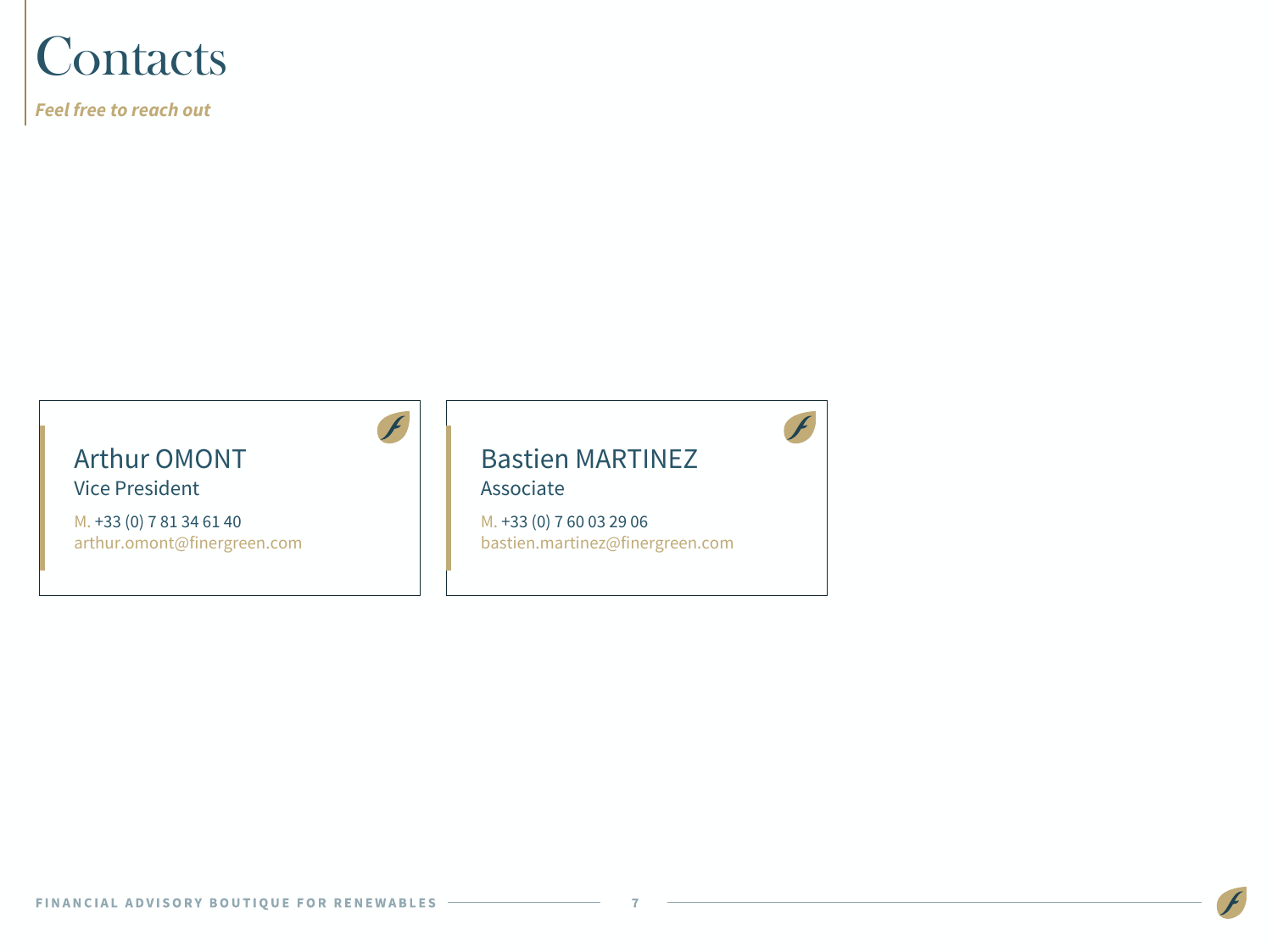# Contacts

*Feel free to reach out*

**Arthur OMONT**
Vice President

M. +33 (0) 7 81 34 61 40
arthur.omont@finergreen.com

**Bastien MARTINEZ**
Associate

M. +33 (0) 7 60 03 29 06
bastien.martinez@finergreen.com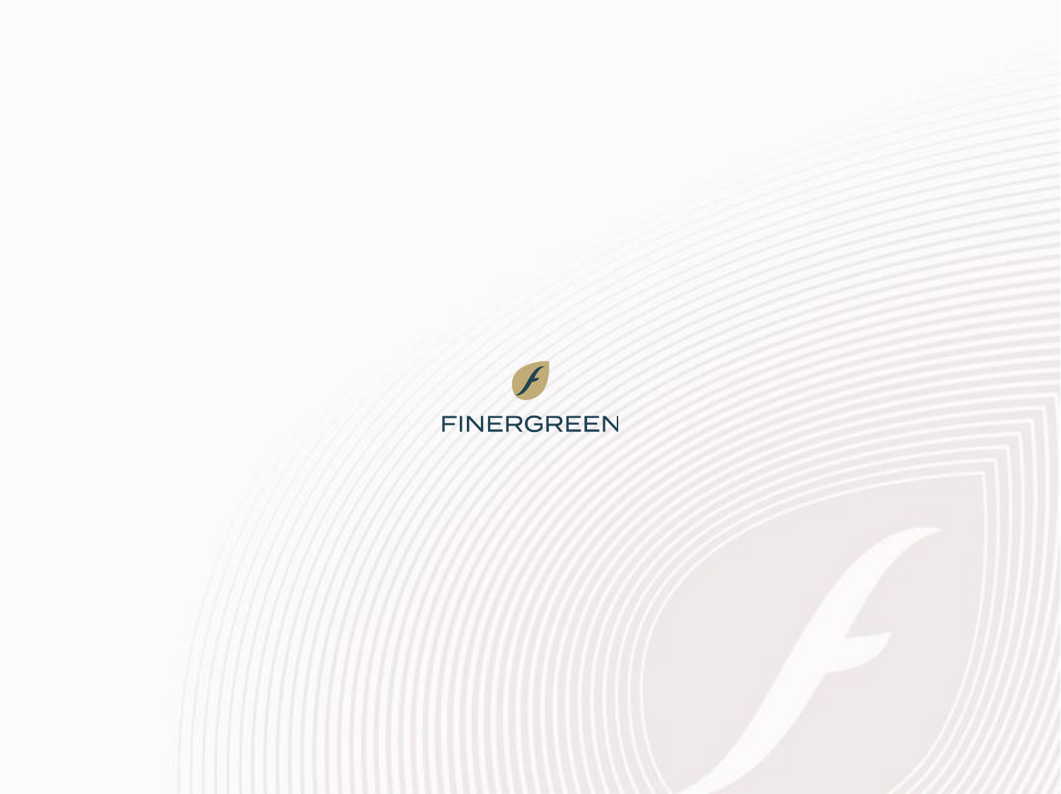FINERGREEN